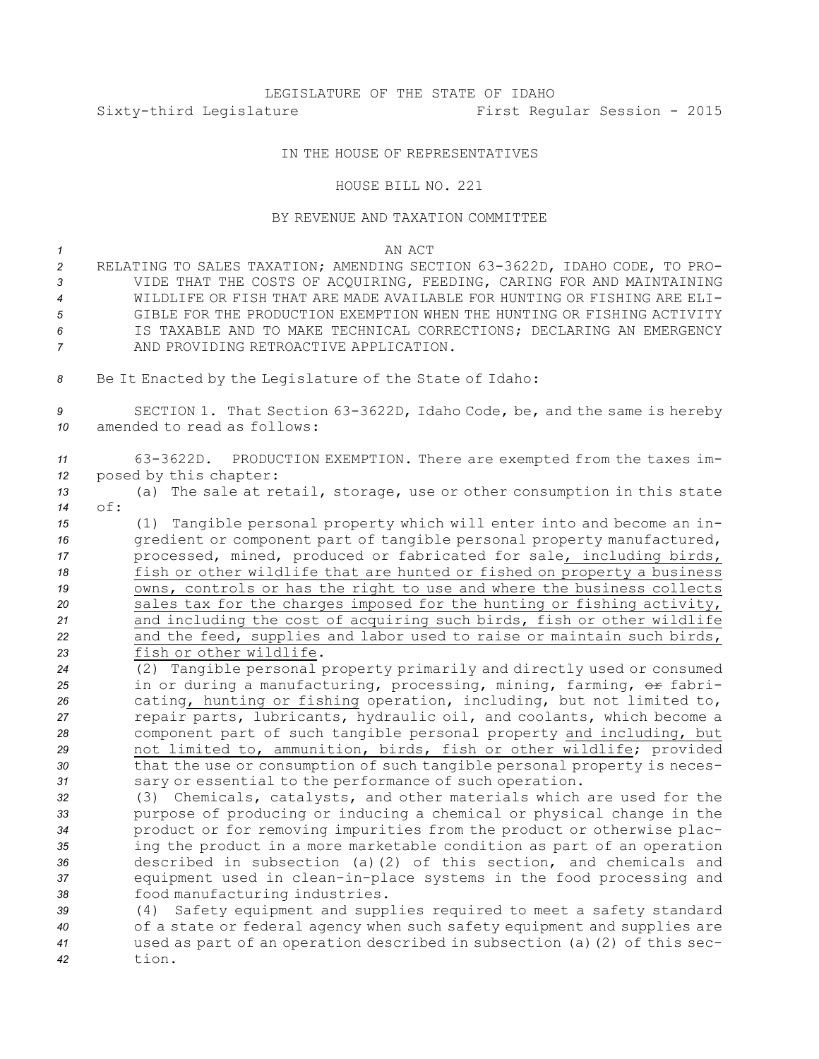LEGISLATURE OF THE STATE OF IDAHO

Sixty-third Legislature First Regular Session - 2015

IN THE HOUSE OF REPRESENTATIVES

HOUSE BILL NO. 221

BY REVENUE AND TAXATION COMMITTEE

AN ACT

RELATING TO SALES TAXATION; AMENDING SECTION 63-3622D, IDAHO CODE, TO PROVIDE THAT THE COSTS OF ACQUIRING, FEEDING, CARING FOR AND MAINTAINING WILDLIFE OR FISH THAT ARE MADE AVAILABLE FOR HUNTING OR FISHING ARE ELIGIBLE FOR THE PRODUCTION EXEMPTION WHEN THE HUNTING OR FISHING ACTIVITY IS TAXABLE AND TO MAKE TECHNICAL CORRECTIONS; DECLARING AN EMERGENCY AND PROVIDING RETROACTIVE APPLICATION.

Be It Enacted by the Legislature of the State of Idaho:

SECTION 1. That Section 63-3622D, Idaho Code, be, and the same is hereby amended to read as follows:

63-3622D. PRODUCTION EXEMPTION. There are exempted from the taxes imposed by this chapter:

(a) The sale at retail, storage, use or other consumption in this state of:

(1) Tangible personal property which will enter into and become an ingredient or component part of tangible personal property manufactured, processed, mined, produced or fabricated for sale, including birds, fish or other wildlife that are hunted or fished on property a business owns, controls or has the right to use and where the business collects sales tax for the charges imposed for the hunting or fishing activity, and including the cost of acquiring such birds, fish or other wildlife and the feed, supplies and labor used to raise or maintain such birds, fish or other wildlife.

(2) Tangible personal property primarily and directly used or consumed in or during a manufacturing, processing, mining, farming, ~~or~~ fabricating, hunting or fishing operation, including, but not limited to, repair parts, lubricants, hydraulic oil, and coolants, which become a component part of such tangible personal property and including, but not limited to, ammunition, birds, fish or other wildlife; provided that the use or consumption of such tangible personal property is necessary or essential to the performance of such operation.

(3) Chemicals, catalysts, and other materials which are used for the purpose of producing or inducing a chemical or physical change in the product or for removing impurities from the product or otherwise placing the product in a more marketable condition as part of an operation described in subsection (a)(2) of this section, and chemicals and equipment used in clean-in-place systems in the food processing and food manufacturing industries.

(4) Safety equipment and supplies required to meet a safety standard of a state or federal agency when such safety equipment and supplies are used as part of an operation described in subsection (a)(2) of this section.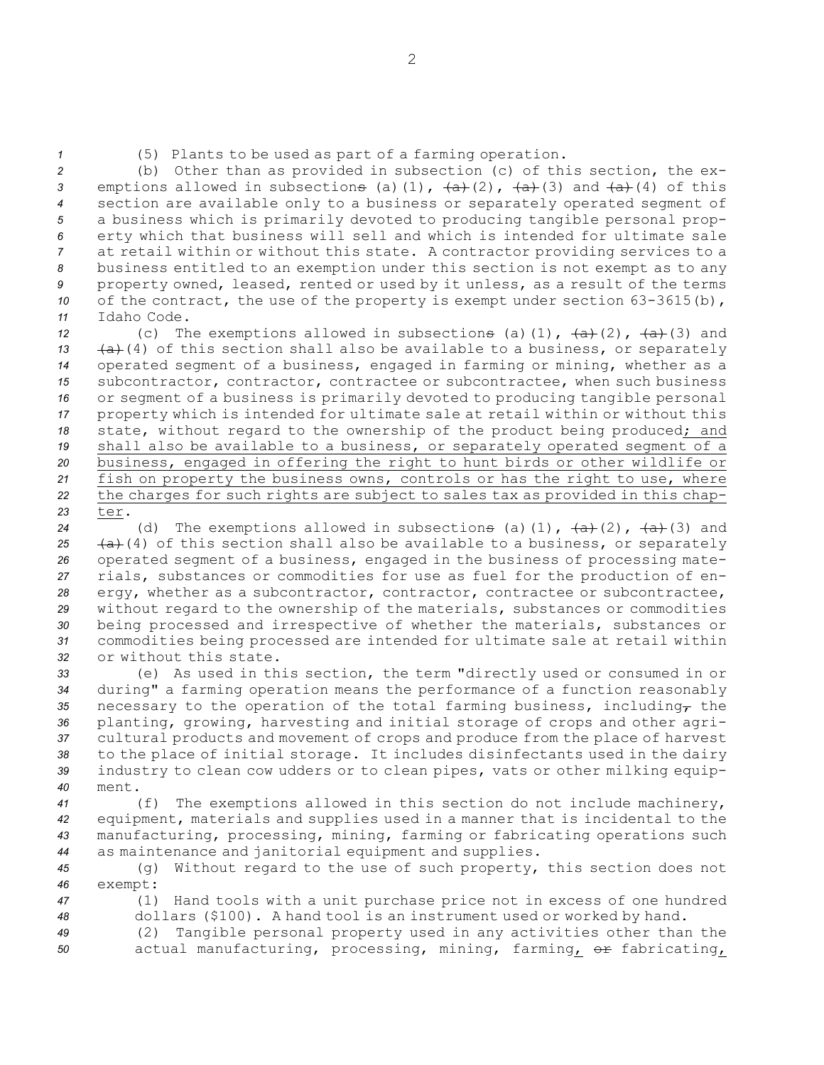(5) Plants to be used as part of a farming operation.

(b) Other than as provided in subsection (c) of this section, the exemptions allowed in subsections (a)(1), (a)(2), (a)(3) and (a)(4) of this section are available only to a business or separately operated segment of a business which is primarily devoted to producing tangible personal property which that business will sell and which is intended for ultimate sale at retail within or without this state. A contractor providing services to a business entitled to an exemption under this section is not exempt as to any property owned, leased, rented or used by it unless, as a result of the terms of the contract, the use of the property is exempt under section 63-3615(b), Idaho Code.

(c) The exemptions allowed in subsections (a)(1), (a)(2), (a)(3) and (a)(4) of this section shall also be available to a business, or separately operated segment of a business, engaged in farming or mining, whether as a subcontractor, contractor, contractee or subcontractee, when such business or segment of a business is primarily devoted to producing tangible personal property which is intended for ultimate sale at retail within or without this state, without regard to the ownership of the product being produced; and shall also be available to a business, or separately operated segment of a business, engaged in offering the right to hunt birds or other wildlife or fish on property the business owns, controls or has the right to use, where the charges for such rights are subject to sales tax as provided in this chapter.

(d) The exemptions allowed in subsections (a)(1), (a)(2), (a)(3) and (a)(4) of this section shall also be available to a business, or separately operated segment of a business, engaged in the business of processing materials, substances or commodities for use as fuel for the production of energy, whether as a subcontractor, contractor, contractee or subcontractee, without regard to the ownership of the materials, substances or commodities being processed and irrespective of whether the materials, substances or commodities being processed are intended for ultimate sale at retail within or without this state.

(e) As used in this section, the term "directly used or consumed in or during" a farming operation means the performance of a function reasonably necessary to the operation of the total farming business, including, the planting, growing, harvesting and initial storage of crops and other agricultural products and movement of crops and produce from the place of harvest to the place of initial storage. It includes disinfectants used in the dairy industry to clean cow udders or to clean pipes, vats or other milking equipment.

(f) The exemptions allowed in this section do not include machinery, equipment, materials and supplies used in a manner that is incidental to the manufacturing, processing, mining, farming or fabricating operations such as maintenance and janitorial equipment and supplies.

(g) Without regard to the use of such property, this section does not exempt:

(1) Hand tools with a unit purchase price not in excess of one hundred dollars ($100). A hand tool is an instrument used or worked by hand.

(2) Tangible personal property used in any activities other than the actual manufacturing, processing, mining, farming, or fabricating,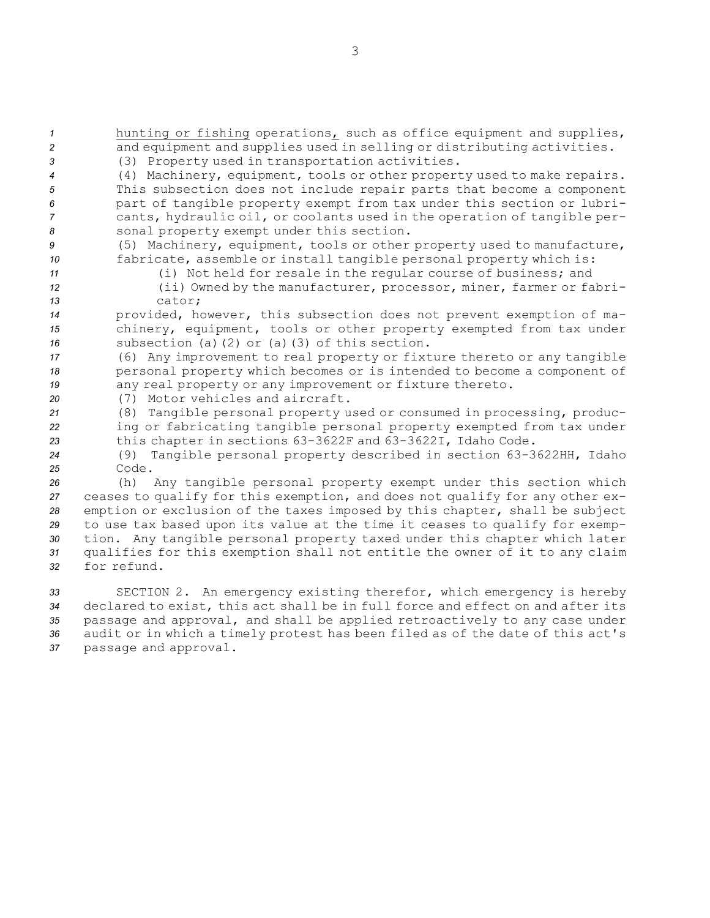hunting or fishing operations, such as office equipment and supplies, and equipment and supplies used in selling or distributing activities.

(3) Property used in transportation activities.

(4) Machinery, equipment, tools or other property used to make repairs. This subsection does not include repair parts that become a component part of tangible property exempt from tax under this section or lubricants, hydraulic oil, or coolants used in the operation of tangible personal property exempt under this section.

(5) Machinery, equipment, tools or other property used to manufacture, fabricate, assemble or install tangible personal property which is:

(i) Not held for resale in the regular course of business; and

(ii) Owned by the manufacturer, processor, miner, farmer or fabricator;

provided, however, this subsection does not prevent exemption of machinery, equipment, tools or other property exempted from tax under subsection (a)(2) or (a)(3) of this section.

(6) Any improvement to real property or fixture thereto or any tangible personal property which becomes or is intended to become a component of any real property or any improvement or fixture thereto.

(7) Motor vehicles and aircraft.

(8) Tangible personal property used or consumed in processing, producing or fabricating tangible personal property exempted from tax under this chapter in sections 63-3622F and 63-3622I, Idaho Code.

(9) Tangible personal property described in section 63-3622HH, Idaho Code.

(h) Any tangible personal property exempt under this section which ceases to qualify for this exemption, and does not qualify for any other exemption or exclusion of the taxes imposed by this chapter, shall be subject to use tax based upon its value at the time it ceases to qualify for exemption. Any tangible personal property taxed under this chapter which later qualifies for this exemption shall not entitle the owner of it to any claim for refund.

SECTION 2. An emergency existing therefor, which emergency is hereby declared to exist, this act shall be in full force and effect on and after its passage and approval, and shall be applied retroactively to any case under audit or in which a timely protest has been filed as of the date of this act's passage and approval.